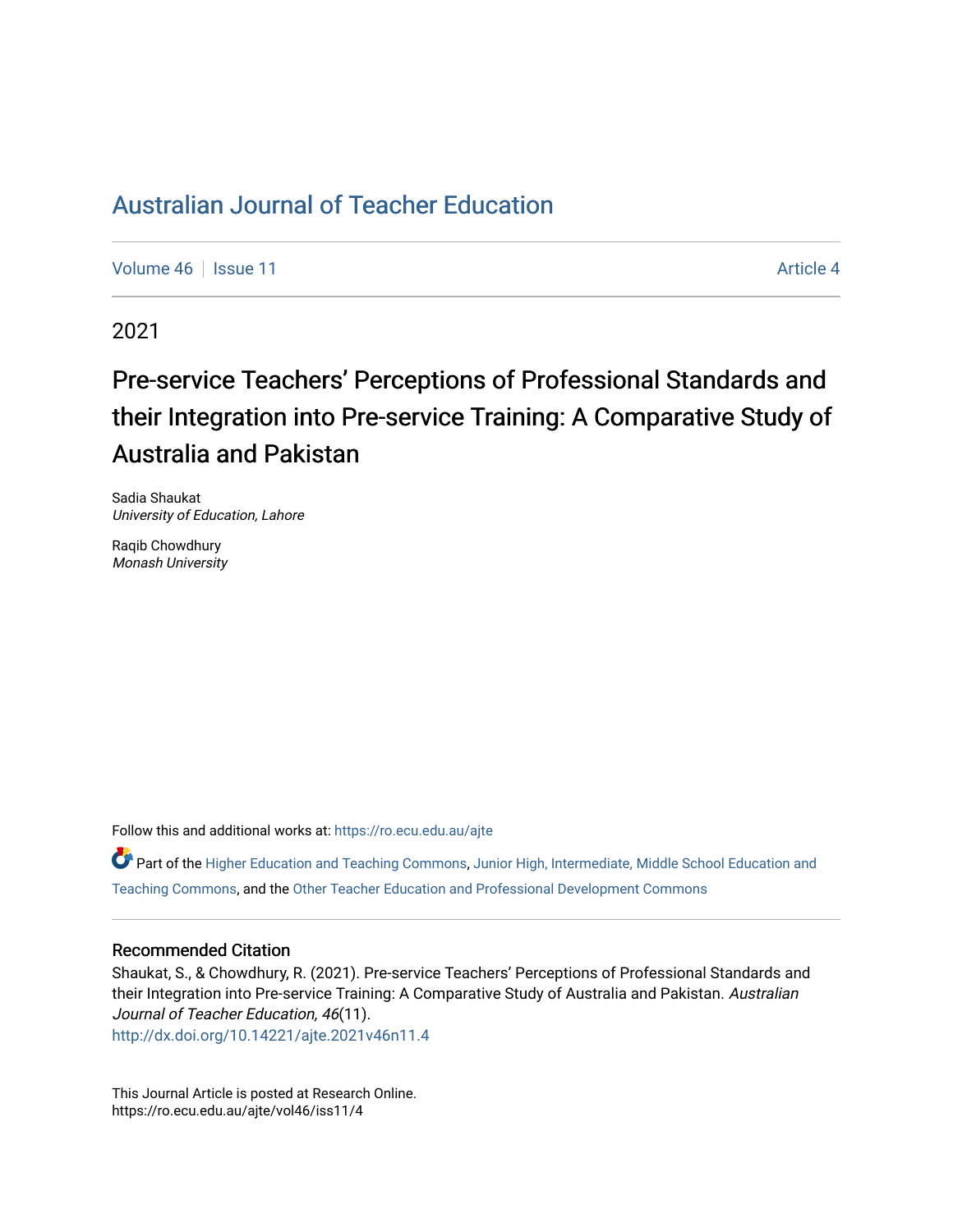# Australian Journal of Teacher Education

Volume 46 | Issue 11 Article 4

2021

## Pre-service Teachers' Perceptions of Professional Standards and their Integration into Pre-service Training: A Comparative Study of Australia and Pakistan

Sadia Shaukat
*University of Education, Lahore*

Raqib Chowdhury
*Monash University*

Follow this and additional works at: https://ro.ecu.edu.au/ajte

Part of the Higher Education and Teaching Commons, Junior High, Intermediate, Middle School Education and Teaching Commons, and the Other Teacher Education and Professional Development Commons

### Recommended Citation

Shaukat, S., & Chowdhury, R. (2021). Pre-service Teachers' Perceptions of Professional Standards and their Integration into Pre-service Training: A Comparative Study of Australia and Pakistan. *Australian Journal of Teacher Education, 46*(11).
http://dx.doi.org/10.14221/ajte.2021v46n11.4

This Journal Article is posted at Research Online.
https://ro.ecu.edu.au/ajte/vol46/iss11/4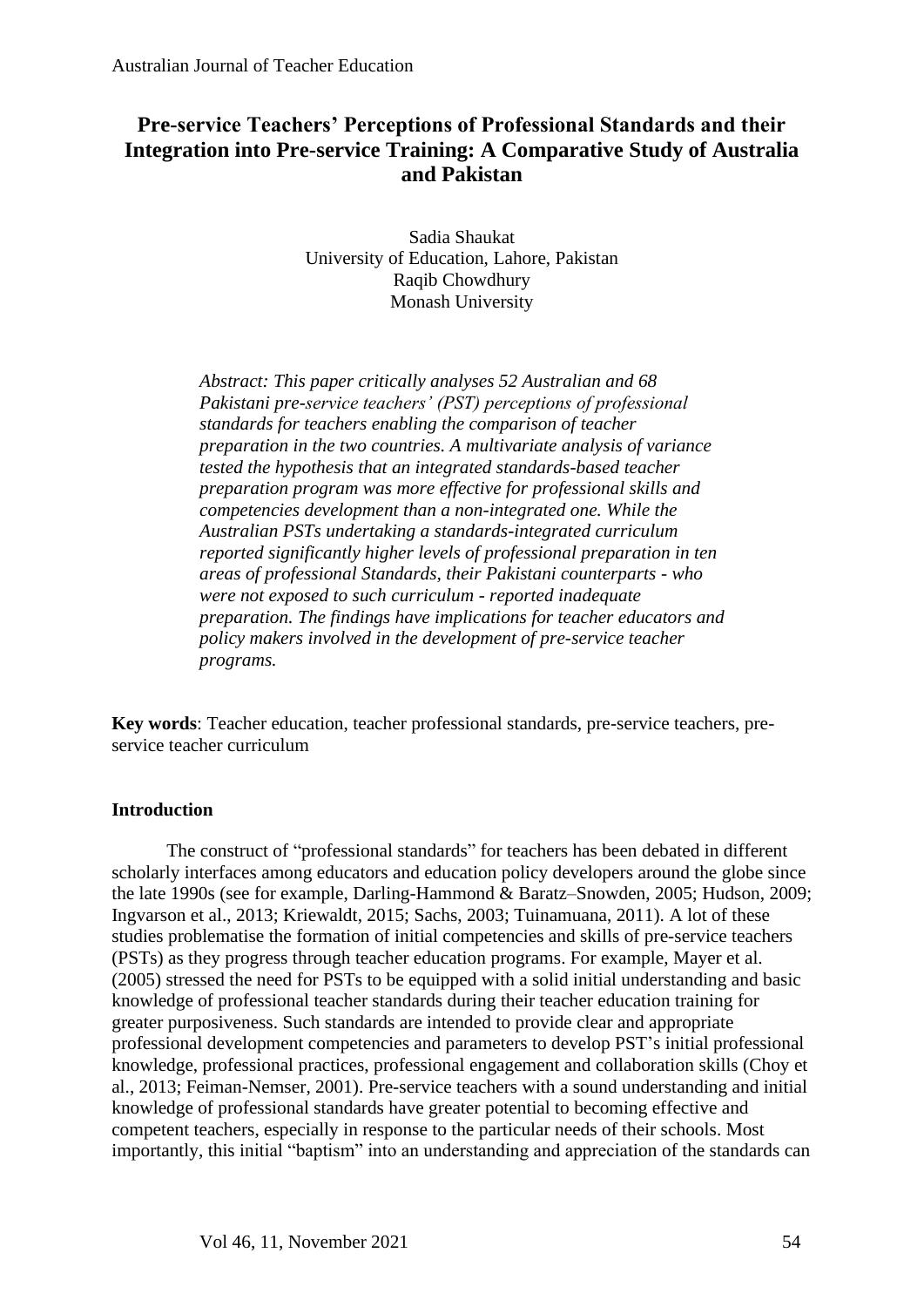# Pre-service Teachers' Perceptions of Professional Standards and their Integration into Pre-service Training: A Comparative Study of Australia and Pakistan

Sadia Shaukat
University of Education, Lahore, Pakistan
Raqib Chowdhury
Monash University

*Abstract: This paper critically analyses 52 Australian and 68 Pakistani pre-service teachers' (PST) perceptions of professional standards for teachers enabling the comparison of teacher preparation in the two countries. A multivariate analysis of variance tested the hypothesis that an integrated standards-based teacher preparation program was more effective for professional skills and competencies development than a non-integrated one. While the Australian PSTs undertaking a standards-integrated curriculum reported significantly higher levels of professional preparation in ten areas of professional Standards, their Pakistani counterparts - who were not exposed to such curriculum - reported inadequate preparation. The findings have implications for teacher educators and policy makers involved in the development of pre-service teacher programs.*

**Key words**: Teacher education, teacher professional standards, pre-service teachers, pre-service teacher curriculum

## Introduction

The construct of "professional standards" for teachers has been debated in different scholarly interfaces among educators and education policy developers around the globe since the late 1990s (see for example, Darling-Hammond & Baratz–Snowden, 2005; Hudson, 2009; Ingvarson et al., 2013; Kriewaldt, 2015; Sachs, 2003; Tuinamuana, 2011). A lot of these studies problematise the formation of initial competencies and skills of pre-service teachers (PSTs) as they progress through teacher education programs. For example, Mayer et al. (2005) stressed the need for PSTs to be equipped with a solid initial understanding and basic knowledge of professional teacher standards during their teacher education training for greater purposiveness. Such standards are intended to provide clear and appropriate professional development competencies and parameters to develop PST's initial professional knowledge, professional practices, professional engagement and collaboration skills (Choy et al., 2013; Feiman-Nemser, 2001). Pre-service teachers with a sound understanding and initial knowledge of professional standards have greater potential to becoming effective and competent teachers, especially in response to the particular needs of their schools. Most importantly, this initial "baptism" into an understanding and appreciation of the standards can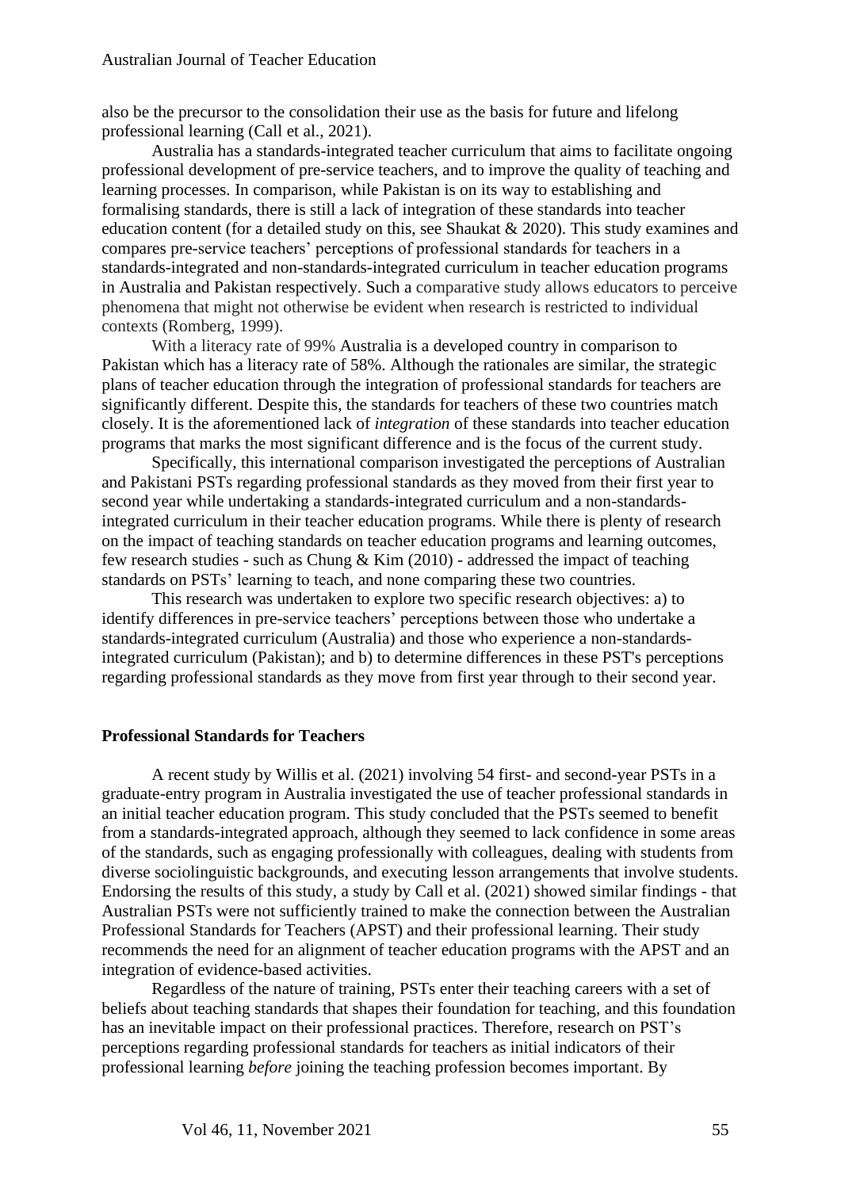also be the precursor to the consolidation their use as the basis for future and lifelong professional learning (Call et al., 2021).

Australia has a standards-integrated teacher curriculum that aims to facilitate ongoing professional development of pre-service teachers, and to improve the quality of teaching and learning processes. In comparison, while Pakistan is on its way to establishing and formalising standards, there is still a lack of integration of these standards into teacher education content (for a detailed study on this, see Shaukat & 2020). This study examines and compares pre-service teachers' perceptions of professional standards for teachers in a standards-integrated and non-standards-integrated curriculum in teacher education programs in Australia and Pakistan respectively. Such a comparative study allows educators to perceive phenomena that might not otherwise be evident when research is restricted to individual contexts (Romberg, 1999).

With a literacy rate of 99% Australia is a developed country in comparison to Pakistan which has a literacy rate of 58%. Although the rationales are similar, the strategic plans of teacher education through the integration of professional standards for teachers are significantly different. Despite this, the standards for teachers of these two countries match closely. It is the aforementioned lack of *integration* of these standards into teacher education programs that marks the most significant difference and is the focus of the current study.

Specifically, this international comparison investigated the perceptions of Australian and Pakistani PSTs regarding professional standards as they moved from their first year to second year while undertaking a standards-integrated curriculum and a non-standards-integrated curriculum in their teacher education programs. While there is plenty of research on the impact of teaching standards on teacher education programs and learning outcomes, few research studies - such as Chung & Kim (2010) - addressed the impact of teaching standards on PSTs' learning to teach, and none comparing these two countries.

This research was undertaken to explore two specific research objectives: a) to identify differences in pre-service teachers' perceptions between those who undertake a standards-integrated curriculum (Australia) and those who experience a non-standards-integrated curriculum (Pakistan); and b) to determine differences in these PST's perceptions regarding professional standards as they move from first year through to their second year.

## Professional Standards for Teachers

A recent study by Willis et al. (2021) involving 54 first- and second-year PSTs in a graduate-entry program in Australia investigated the use of teacher professional standards in an initial teacher education program. This study concluded that the PSTs seemed to benefit from a standards-integrated approach, although they seemed to lack confidence in some areas of the standards, such as engaging professionally with colleagues, dealing with students from diverse sociolinguistic backgrounds, and executing lesson arrangements that involve students. Endorsing the results of this study, a study by Call et al. (2021) showed similar findings - that Australian PSTs were not sufficiently trained to make the connection between the Australian Professional Standards for Teachers (APST) and their professional learning. Their study recommends the need for an alignment of teacher education programs with the APST and an integration of evidence-based activities.

Regardless of the nature of training, PSTs enter their teaching careers with a set of beliefs about teaching standards that shapes their foundation for teaching, and this foundation has an inevitable impact on their professional practices. Therefore, research on PST's perceptions regarding professional standards for teachers as initial indicators of their professional learning *before* joining the teaching profession becomes important. By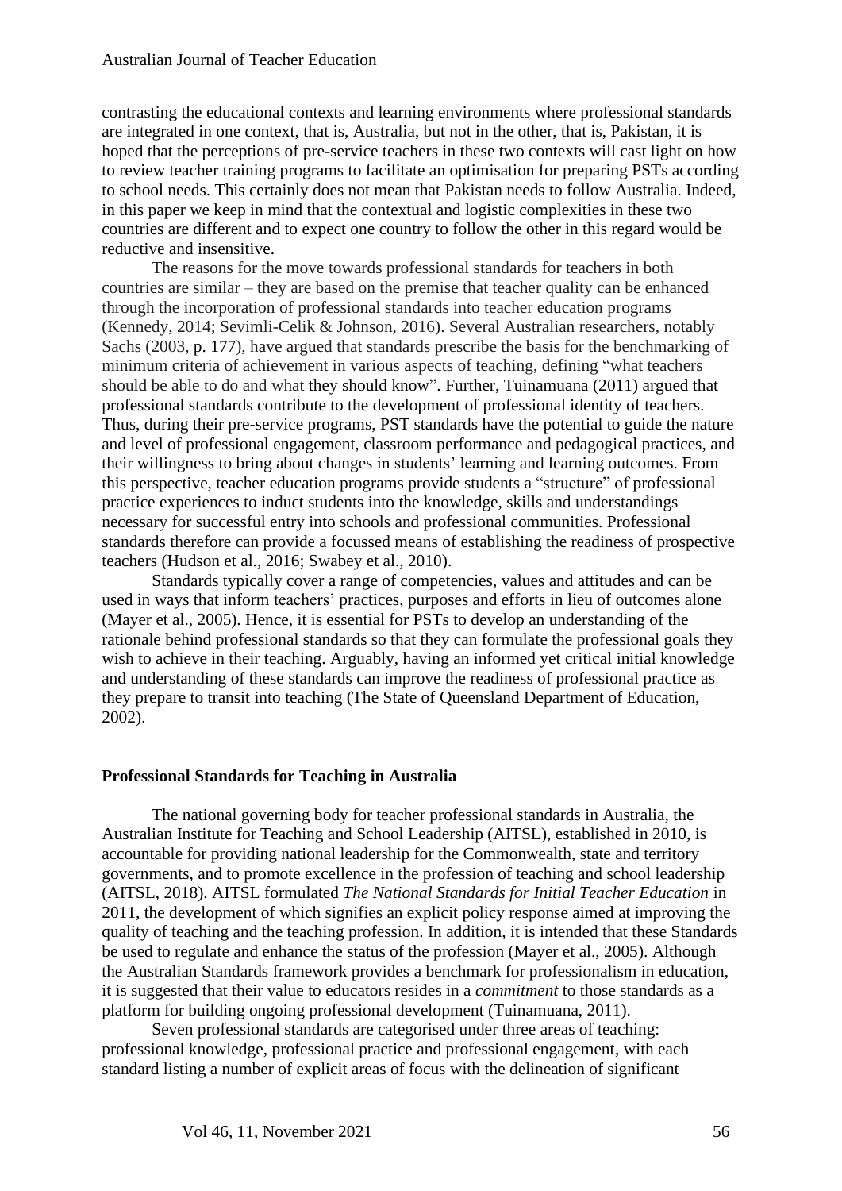contrasting the educational contexts and learning environments where professional standards are integrated in one context, that is, Australia, but not in the other, that is, Pakistan, it is hoped that the perceptions of pre-service teachers in these two contexts will cast light on how to review teacher training programs to facilitate an optimisation for preparing PSTs according to school needs. This certainly does not mean that Pakistan needs to follow Australia. Indeed, in this paper we keep in mind that the contextual and logistic complexities in these two countries are different and to expect one country to follow the other in this regard would be reductive and insensitive.

The reasons for the move towards professional standards for teachers in both countries are similar – they are based on the premise that teacher quality can be enhanced through the incorporation of professional standards into teacher education programs (Kennedy, 2014; Sevimli-Celik & Johnson, 2016). Several Australian researchers, notably Sachs (2003, p. 177), have argued that standards prescribe the basis for the benchmarking of minimum criteria of achievement in various aspects of teaching, defining "what teachers should be able to do and what they should know". Further, Tuinamuana (2011) argued that professional standards contribute to the development of professional identity of teachers. Thus, during their pre-service programs, PST standards have the potential to guide the nature and level of professional engagement, classroom performance and pedagogical practices, and their willingness to bring about changes in students' learning and learning outcomes. From this perspective, teacher education programs provide students a "structure" of professional practice experiences to induct students into the knowledge, skills and understandings necessary for successful entry into schools and professional communities. Professional standards therefore can provide a focussed means of establishing the readiness of prospective teachers (Hudson et al., 2016; Swabey et al., 2010).

Standards typically cover a range of competencies, values and attitudes and can be used in ways that inform teachers' practices, purposes and efforts in lieu of outcomes alone (Mayer et al., 2005). Hence, it is essential for PSTs to develop an understanding of the rationale behind professional standards so that they can formulate the professional goals they wish to achieve in their teaching. Arguably, having an informed yet critical initial knowledge and understanding of these standards can improve the readiness of professional practice as they prepare to transit into teaching (The State of Queensland Department of Education, 2002).

## Professional Standards for Teaching in Australia

The national governing body for teacher professional standards in Australia, the Australian Institute for Teaching and School Leadership (AITSL), established in 2010, is accountable for providing national leadership for the Commonwealth, state and territory governments, and to promote excellence in the profession of teaching and school leadership (AITSL, 2018). AITSL formulated *The National Standards for Initial Teacher Education* in 2011, the development of which signifies an explicit policy response aimed at improving the quality of teaching and the teaching profession. In addition, it is intended that these Standards be used to regulate and enhance the status of the profession (Mayer et al., 2005). Although the Australian Standards framework provides a benchmark for professionalism in education, it is suggested that their value to educators resides in a *commitment* to those standards as a platform for building ongoing professional development (Tuinamuana, 2011).

Seven professional standards are categorised under three areas of teaching: professional knowledge, professional practice and professional engagement, with each standard listing a number of explicit areas of focus with the delineation of significant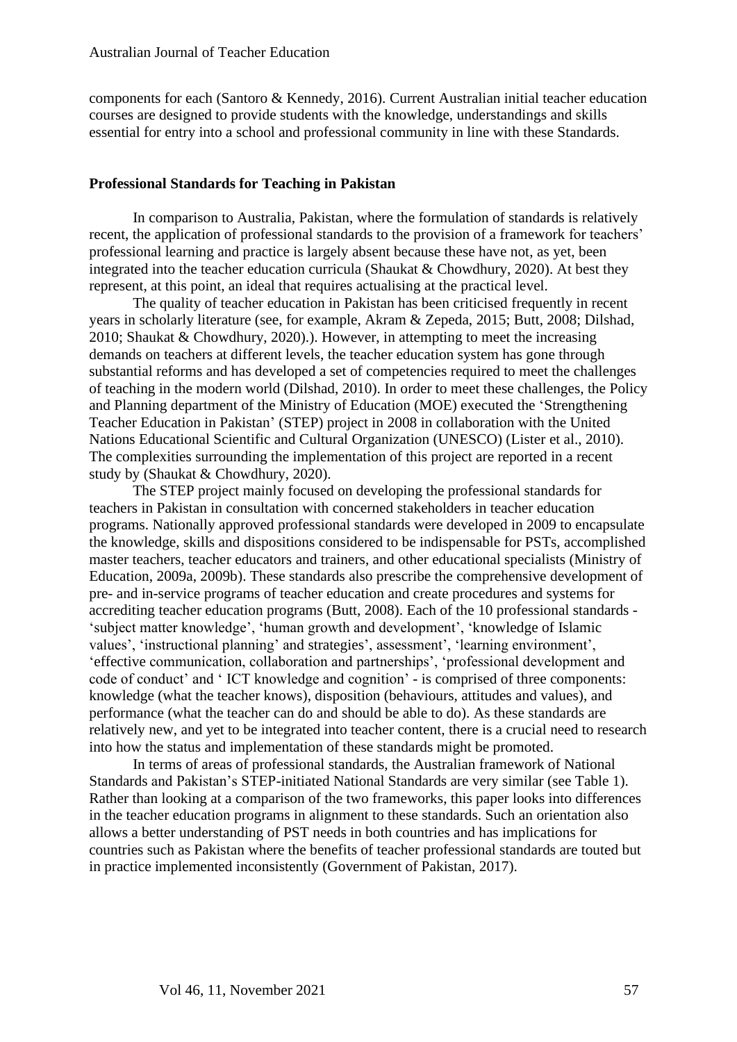components for each (Santoro & Kennedy, 2016). Current Australian initial teacher education courses are designed to provide students with the knowledge, understandings and skills essential for entry into a school and professional community in line with these Standards.

### Professional Standards for Teaching in Pakistan

In comparison to Australia, Pakistan, where the formulation of standards is relatively recent, the application of professional standards to the provision of a framework for teachers' professional learning and practice is largely absent because these have not, as yet, been integrated into the teacher education curricula (Shaukat & Chowdhury, 2020). At best they represent, at this point, an ideal that requires actualising at the practical level.

The quality of teacher education in Pakistan has been criticised frequently in recent years in scholarly literature (see, for example, Akram & Zepeda, 2015; Butt, 2008; Dilshad, 2010; Shaukat & Chowdhury, 2020).). However, in attempting to meet the increasing demands on teachers at different levels, the teacher education system has gone through substantial reforms and has developed a set of competencies required to meet the challenges of teaching in the modern world (Dilshad, 2010). In order to meet these challenges, the Policy and Planning department of the Ministry of Education (MOE) executed the 'Strengthening Teacher Education in Pakistan' (STEP) project in 2008 in collaboration with the United Nations Educational Scientific and Cultural Organization (UNESCO) (Lister et al., 2010). The complexities surrounding the implementation of this project are reported in a recent study by (Shaukat & Chowdhury, 2020).

The STEP project mainly focused on developing the professional standards for teachers in Pakistan in consultation with concerned stakeholders in teacher education programs. Nationally approved professional standards were developed in 2009 to encapsulate the knowledge, skills and dispositions considered to be indispensable for PSTs, accomplished master teachers, teacher educators and trainers, and other educational specialists (Ministry of Education, 2009a, 2009b). These standards also prescribe the comprehensive development of pre- and in-service programs of teacher education and create procedures and systems for accrediting teacher education programs (Butt, 2008). Each of the 10 professional standards - 'subject matter knowledge', 'human growth and development', 'knowledge of Islamic values', 'instructional planning' and strategies', assessment', 'learning environment', 'effective communication, collaboration and partnerships', 'professional development and code of conduct' and ' ICT knowledge and cognition' - is comprised of three components: knowledge (what the teacher knows), disposition (behaviours, attitudes and values), and performance (what the teacher can do and should be able to do). As these standards are relatively new, and yet to be integrated into teacher content, there is a crucial need to research into how the status and implementation of these standards might be promoted.

In terms of areas of professional standards, the Australian framework of National Standards and Pakistan's STEP-initiated National Standards are very similar (see Table 1). Rather than looking at a comparison of the two frameworks, this paper looks into differences in the teacher education programs in alignment to these standards. Such an orientation also allows a better understanding of PST needs in both countries and has implications for countries such as Pakistan where the benefits of teacher professional standards are touted but in practice implemented inconsistently (Government of Pakistan, 2017).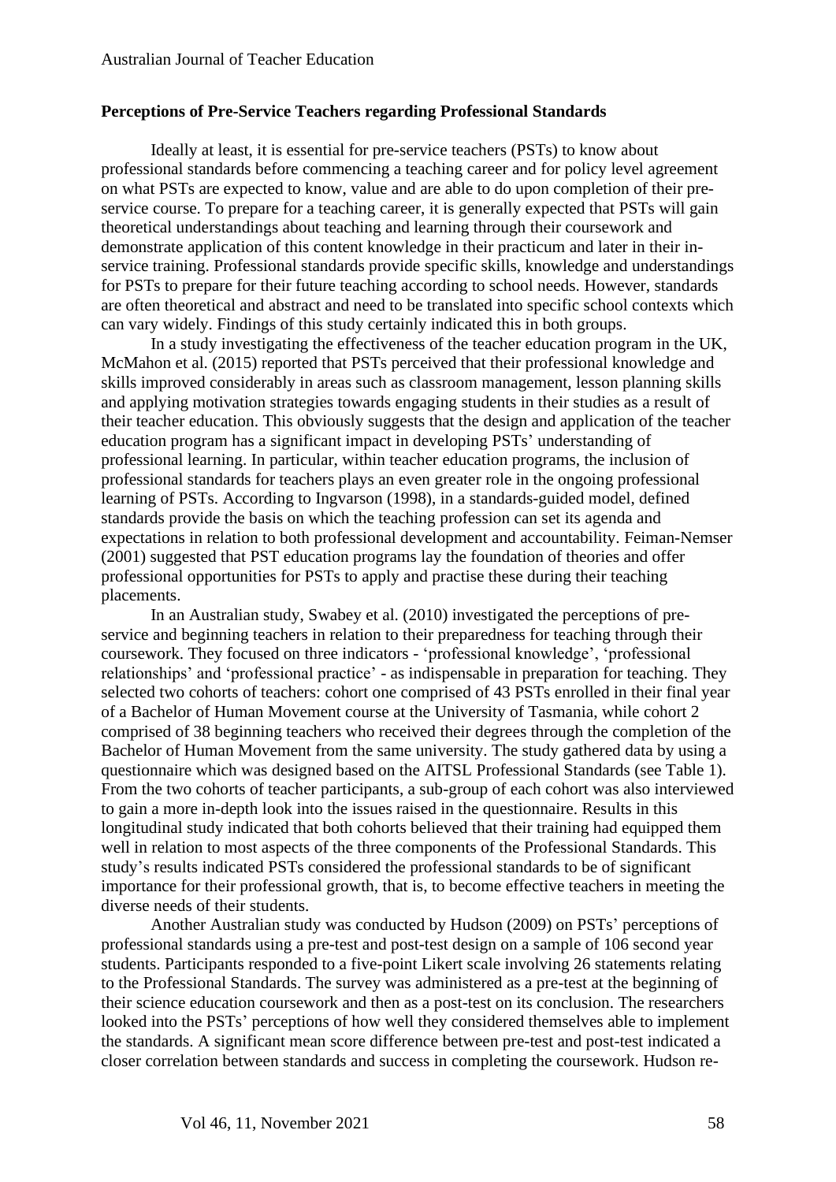**Perceptions of Pre-Service Teachers regarding Professional Standards**

Ideally at least, it is essential for pre-service teachers (PSTs) to know about professional standards before commencing a teaching career and for policy level agreement on what PSTs are expected to know, value and are able to do upon completion of their pre-service course. To prepare for a teaching career, it is generally expected that PSTs will gain theoretical understandings about teaching and learning through their coursework and demonstrate application of this content knowledge in their practicum and later in their in-service training. Professional standards provide specific skills, knowledge and understandings for PSTs to prepare for their future teaching according to school needs. However, standards are often theoretical and abstract and need to be translated into specific school contexts which can vary widely. Findings of this study certainly indicated this in both groups.

In a study investigating the effectiveness of the teacher education program in the UK, McMahon et al. (2015) reported that PSTs perceived that their professional knowledge and skills improved considerably in areas such as classroom management, lesson planning skills and applying motivation strategies towards engaging students in their studies as a result of their teacher education. This obviously suggests that the design and application of the teacher education program has a significant impact in developing PSTs' understanding of professional learning. In particular, within teacher education programs, the inclusion of professional standards for teachers plays an even greater role in the ongoing professional learning of PSTs. According to Ingvarson (1998), in a standards-guided model, defined standards provide the basis on which the teaching profession can set its agenda and expectations in relation to both professional development and accountability. Feiman-Nemser (2001) suggested that PST education programs lay the foundation of theories and offer professional opportunities for PSTs to apply and practise these during their teaching placements.

In an Australian study, Swabey et al. (2010) investigated the perceptions of pre-service and beginning teachers in relation to their preparedness for teaching through their coursework. They focused on three indicators - 'professional knowledge', 'professional relationships' and 'professional practice' - as indispensable in preparation for teaching. They selected two cohorts of teachers: cohort one comprised of 43 PSTs enrolled in their final year of a Bachelor of Human Movement course at the University of Tasmania, while cohort 2 comprised of 38 beginning teachers who received their degrees through the completion of the Bachelor of Human Movement from the same university. The study gathered data by using a questionnaire which was designed based on the AITSL Professional Standards (see Table 1). From the two cohorts of teacher participants, a sub-group of each cohort was also interviewed to gain a more in-depth look into the issues raised in the questionnaire. Results in this longitudinal study indicated that both cohorts believed that their training had equipped them well in relation to most aspects of the three components of the Professional Standards. This study's results indicated PSTs considered the professional standards to be of significant importance for their professional growth, that is, to become effective teachers in meeting the diverse needs of their students.

Another Australian study was conducted by Hudson (2009) on PSTs' perceptions of professional standards using a pre-test and post-test design on a sample of 106 second year students. Participants responded to a five-point Likert scale involving 26 statements relating to the Professional Standards. The survey was administered as a pre-test at the beginning of their science education coursework and then as a post-test on its conclusion. The researchers looked into the PSTs' perceptions of how well they considered themselves able to implement the standards. A significant mean score difference between pre-test and post-test indicated a closer correlation between standards and success in completing the coursework. Hudson re-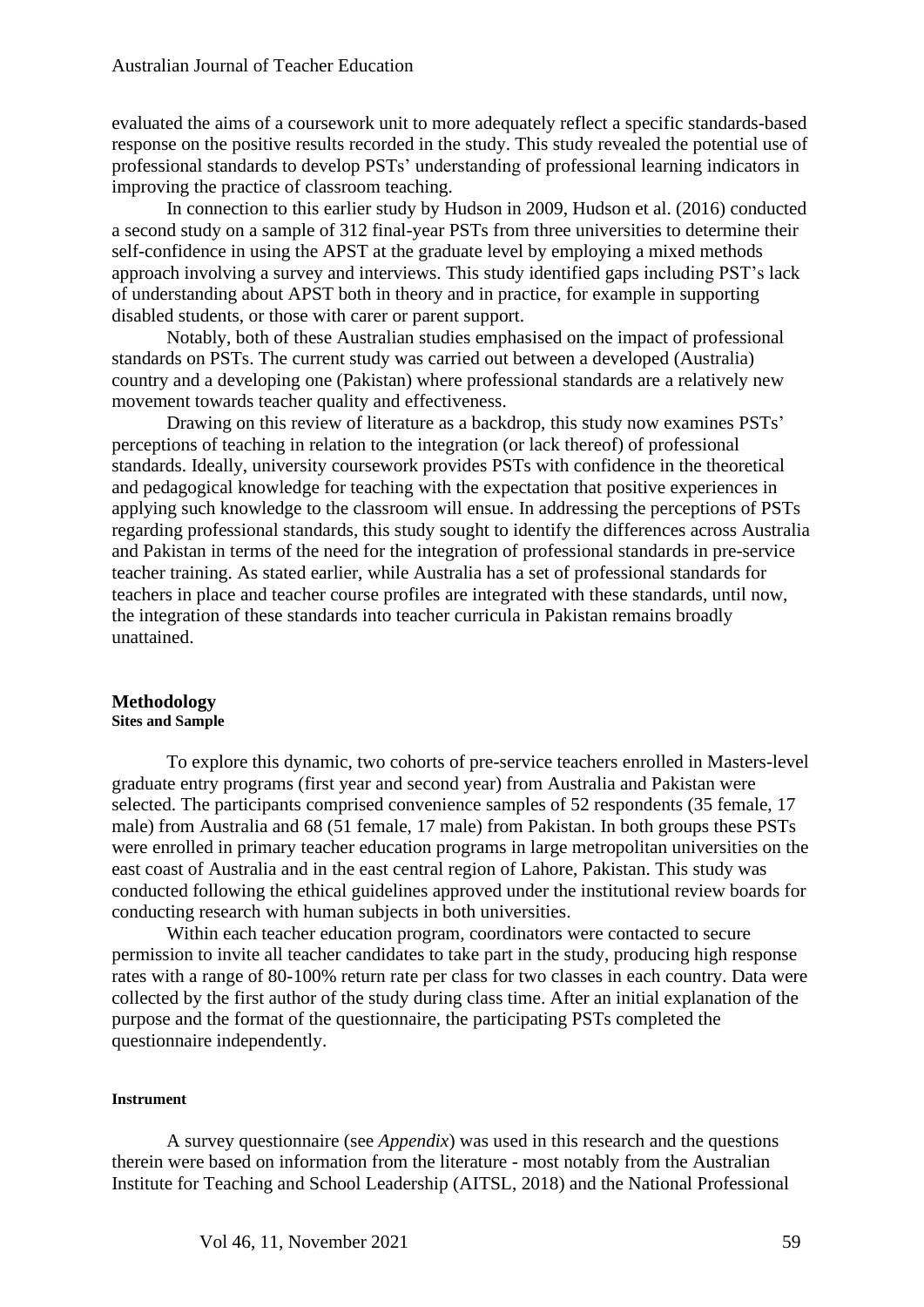evaluated the aims of a coursework unit to more adequately reflect a specific standards-based response on the positive results recorded in the study. This study revealed the potential use of professional standards to develop PSTs' understanding of professional learning indicators in improving the practice of classroom teaching.

In connection to this earlier study by Hudson in 2009, Hudson et al. (2016) conducted a second study on a sample of 312 final-year PSTs from three universities to determine their self-confidence in using the APST at the graduate level by employing a mixed methods approach involving a survey and interviews. This study identified gaps including PST's lack of understanding about APST both in theory and in practice, for example in supporting disabled students, or those with carer or parent support.

Notably, both of these Australian studies emphasised on the impact of professional standards on PSTs. The current study was carried out between a developed (Australia) country and a developing one (Pakistan) where professional standards are a relatively new movement towards teacher quality and effectiveness.

Drawing on this review of literature as a backdrop, this study now examines PSTs' perceptions of teaching in relation to the integration (or lack thereof) of professional standards. Ideally, university coursework provides PSTs with confidence in the theoretical and pedagogical knowledge for teaching with the expectation that positive experiences in applying such knowledge to the classroom will ensue. In addressing the perceptions of PSTs regarding professional standards, this study sought to identify the differences across Australia and Pakistan in terms of the need for the integration of professional standards in pre-service teacher training. As stated earlier, while Australia has a set of professional standards for teachers in place and teacher course profiles are integrated with these standards, until now, the integration of these standards into teacher curricula in Pakistan remains broadly unattained.

## Methodology

### Sites and Sample

To explore this dynamic, two cohorts of pre-service teachers enrolled in Masters-level graduate entry programs (first year and second year) from Australia and Pakistan were selected. The participants comprised convenience samples of 52 respondents (35 female, 17 male) from Australia and 68 (51 female, 17 male) from Pakistan. In both groups these PSTs were enrolled in primary teacher education programs in large metropolitan universities on the east coast of Australia and in the east central region of Lahore, Pakistan. This study was conducted following the ethical guidelines approved under the institutional review boards for conducting research with human subjects in both universities.

Within each teacher education program, coordinators were contacted to secure permission to invite all teacher candidates to take part in the study, producing high response rates with a range of 80-100% return rate per class for two classes in each country. Data were collected by the first author of the study during class time. After an initial explanation of the purpose and the format of the questionnaire, the participating PSTs completed the questionnaire independently.

### Instrument

A survey questionnaire (see *Appendix*) was used in this research and the questions therein were based on information from the literature - most notably from the Australian Institute for Teaching and School Leadership (AITSL, 2018) and the National Professional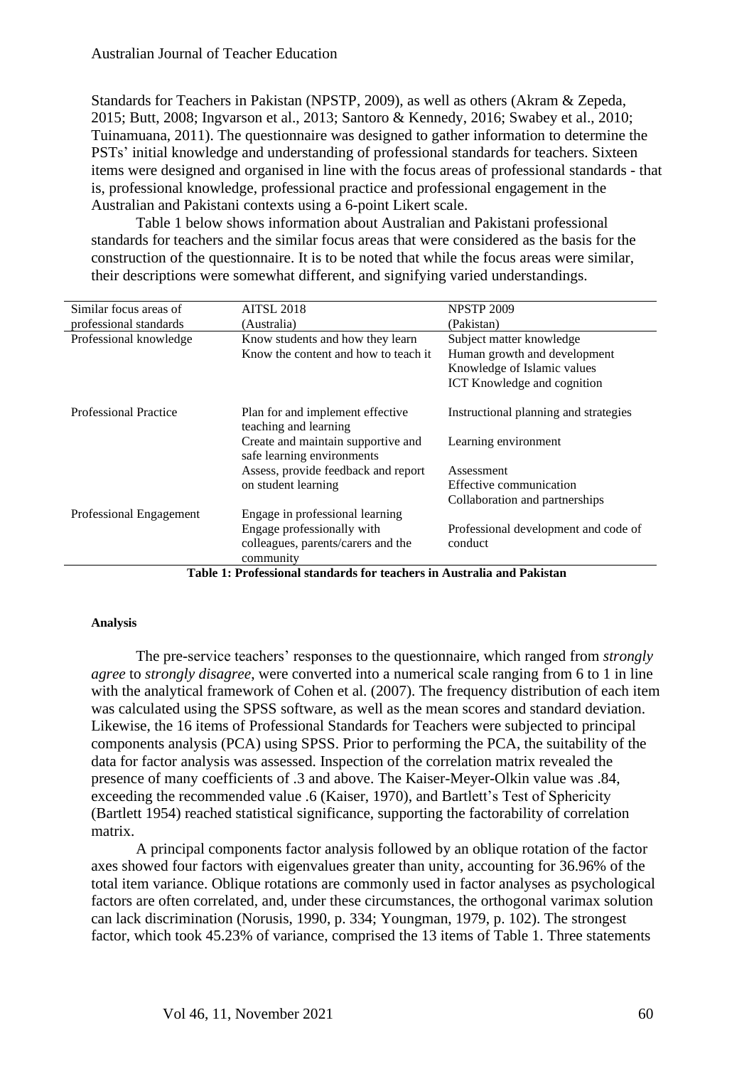Standards for Teachers in Pakistan (NPSTP, 2009), as well as others (Akram & Zepeda, 2015; Butt, 2008; Ingvarson et al., 2013; Santoro & Kennedy, 2016; Swabey et al., 2010; Tuinamuana, 2011). The questionnaire was designed to gather information to determine the PSTs' initial knowledge and understanding of professional standards for teachers. Sixteen items were designed and organised in line with the focus areas of professional standards - that is, professional knowledge, professional practice and professional engagement in the Australian and Pakistani contexts using a 6-point Likert scale.

Table 1 below shows information about Australian and Pakistani professional standards for teachers and the similar focus areas that were considered as the basis for the construction of the questionnaire. It is to be noted that while the focus areas were similar, their descriptions were somewhat different, and signifying varied understandings.

| Similar focus areas of professional standards | AITSL 2018 (Australia) | NPSTP 2009 (Pakistan) |
|---|---|---|
| Professional knowledge | Know students and how they learn<br>Know the content and how to teach it | Subject matter knowledge<br>Human growth and development<br>Knowledge of Islamic values<br>ICT Knowledge and cognition |
| Professional Practice | Plan for and implement effective teaching and learning | Instructional planning and strategies |
| | Create and maintain supportive and safe learning environments | Learning environment |
| | Assess, provide feedback and report on student learning | Assessment<br>Effective communication<br>Collaboration and partnerships |
| Professional Engagement | Engage in professional learning<br>Engage professionally with colleagues, parents/carers and the community | Professional development and code of conduct |

**Table 1: Professional standards for teachers in Australia and Pakistan**

#### Analysis

The pre-service teachers' responses to the questionnaire, which ranged from *strongly agree* to *strongly disagree*, were converted into a numerical scale ranging from 6 to 1 in line with the analytical framework of Cohen et al. (2007). The frequency distribution of each item was calculated using the SPSS software, as well as the mean scores and standard deviation. Likewise, the 16 items of Professional Standards for Teachers were subjected to principal components analysis (PCA) using SPSS. Prior to performing the PCA, the suitability of the data for factor analysis was assessed. Inspection of the correlation matrix revealed the presence of many coefficients of .3 and above. The Kaiser-Meyer-Olkin value was .84, exceeding the recommended value .6 (Kaiser, 1970), and Bartlett's Test of Sphericity (Bartlett 1954) reached statistical significance, supporting the factorability of correlation matrix.

A principal components factor analysis followed by an oblique rotation of the factor axes showed four factors with eigenvalues greater than unity, accounting for 36.96% of the total item variance. Oblique rotations are commonly used in factor analyses as psychological factors are often correlated, and, under these circumstances, the orthogonal varimax solution can lack discrimination (Norusis, 1990, p. 334; Youngman, 1979, p. 102). The strongest factor, which took 45.23% of variance, comprised the 13 items of Table 1. Three statements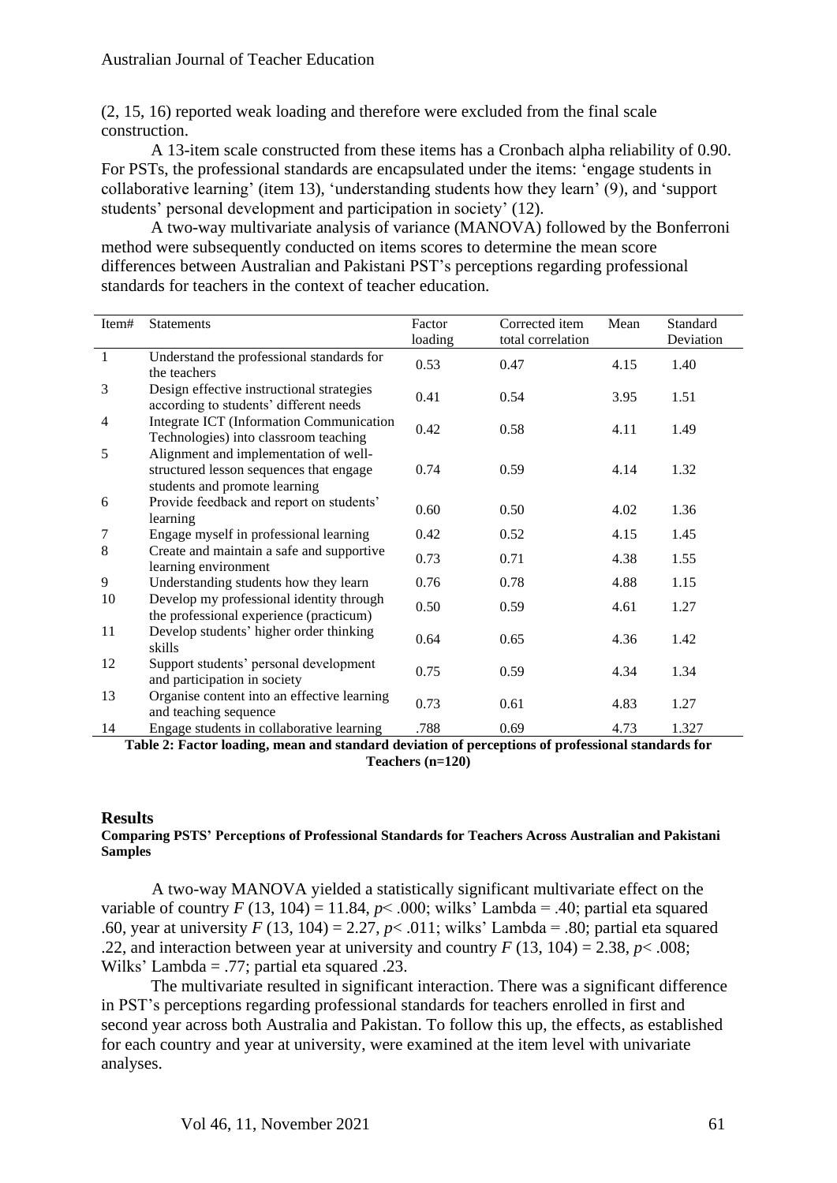(2, 15, 16) reported weak loading and therefore were excluded from the final scale construction.

A 13-item scale constructed from these items has a Cronbach alpha reliability of 0.90. For PSTs, the professional standards are encapsulated under the items: 'engage students in collaborative learning' (item 13), 'understanding students how they learn' (9), and 'support students' personal development and participation in society' (12).

A two-way multivariate analysis of variance (MANOVA) followed by the Bonferroni method were subsequently conducted on items scores to determine the mean score differences between Australian and Pakistani PST's perceptions regarding professional standards for teachers in the context of teacher education.

| Item# | Statements | Factor loading | Corrected item total correlation | Mean | Standard Deviation |
|---|---|---|---|---|---|
| 1 | Understand the professional standards for the teachers | 0.53 | 0.47 | 4.15 | 1.40 |
| 3 | Design effective instructional strategies according to students' different needs | 0.41 | 0.54 | 3.95 | 1.51 |
| 4 | Integrate ICT (Information Communication Technologies) into classroom teaching | 0.42 | 0.58 | 4.11 | 1.49 |
| 5 | Alignment and implementation of well-structured lesson sequences that engage students and promote learning | 0.74 | 0.59 | 4.14 | 1.32 |
| 6 | Provide feedback and report on students' learning | 0.60 | 0.50 | 4.02 | 1.36 |
| 7 | Engage myself in professional learning | 0.42 | 0.52 | 4.15 | 1.45 |
| 8 | Create and maintain a safe and supportive learning environment | 0.73 | 0.71 | 4.38 | 1.55 |
| 9 | Understanding students how they learn | 0.76 | 0.78 | 4.88 | 1.15 |
| 10 | Develop my professional identity through the professional experience (practicum) | 0.50 | 0.59 | 4.61 | 1.27 |
| 11 | Develop students' higher order thinking skills | 0.64 | 0.65 | 4.36 | 1.42 |
| 12 | Support students' personal development and participation in society | 0.75 | 0.59 | 4.34 | 1.34 |
| 13 | Organise content into an effective learning and teaching sequence | 0.73 | 0.61 | 4.83 | 1.27 |
| 14 | Engage students in collaborative learning | .788 | 0.69 | 4.73 | 1.327 |

**Table 2: Factor loading, mean and standard deviation of perceptions of professional standards for Teachers (n=120)**

## Results

### Comparing PSTS' Perceptions of Professional Standards for Teachers Across Australian and Pakistani Samples

A two-way MANOVA yielded a statistically significant multivariate effect on the variable of country $F$ (13, 104) = 11.84, $p$< .000; wilks' Lambda = .40; partial eta squared .60, year at university $F$ (13, 104) = 2.27, $p$< .011; wilks' Lambda = .80; partial eta squared .22, and interaction between year at university and country $F$ (13, 104) = 2.38, $p$< .008; Wilks' Lambda = .77; partial eta squared .23.

The multivariate resulted in significant interaction. There was a significant difference in PST's perceptions regarding professional standards for teachers enrolled in first and second year across both Australia and Pakistan. To follow this up, the effects, as established for each country and year at university, were examined at the item level with univariate analyses.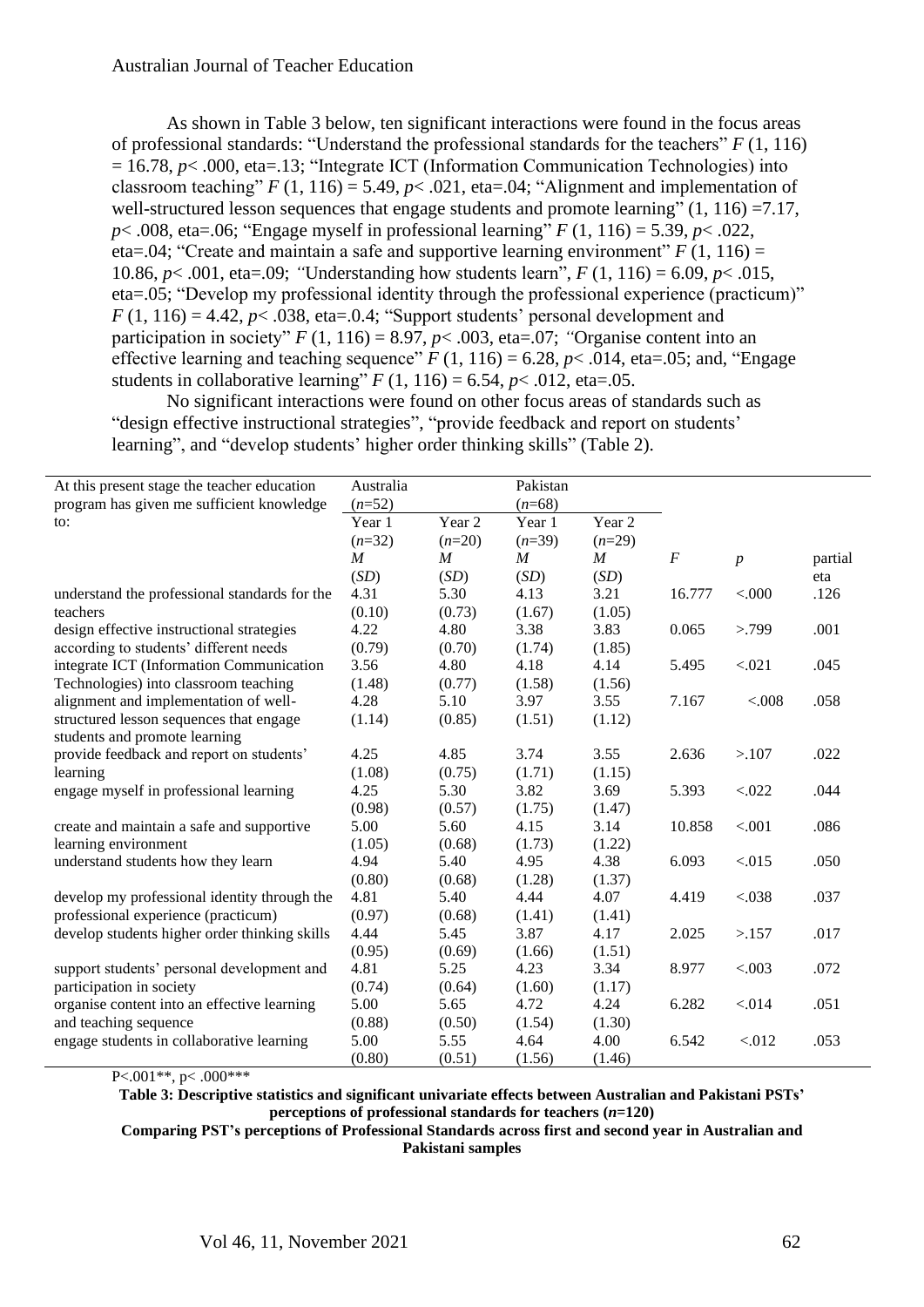As shown in Table 3 below, ten significant interactions were found in the focus areas of professional standards: "Understand the professional standards for the teachers" $F$ (1, 116) = 16.78, $p$< .000, eta=.13; "Integrate ICT (Information Communication Technologies) into classroom teaching" $F$ (1, 116) = 5.49, $p$< .021, eta=.04; "Alignment and implementation of well-structured lesson sequences that engage students and promote learning" (1, 116) =7.17, $p$< .008, eta=.06; "Engage myself in professional learning" $F$ (1, 116) = 5.39, $p$< .022, eta=.04; "Create and maintain a safe and supportive learning environment" $F$ (1, 116) = 10.86, $p$< .001, eta=.09; "Understanding how students learn", $F$ (1, 116) = 6.09, $p$< .015, eta=.05; "Develop my professional identity through the professional experience (practicum)" $F$ (1, 116) = 4.42, $p$< .038, eta=.0.4; "Support students' personal development and participation in society" $F$ (1, 116) = 8.97, $p$< .003, eta=.07; "Organise content into an effective learning and teaching sequence" $F$ (1, 116) = 6.28, $p$< .014, eta=.05; and, "Engage students in collaborative learning" $F$ (1, 116) = 6.54, $p$< .012, eta=.05.

No significant interactions were found on other focus areas of standards such as "design effective instructional strategies", "provide feedback and report on students' learning", and "develop students' higher order thinking skills" (Table 2).

| At this present stage the teacher education program has given me sufficient knowledge to: | Australia (*n*=52) | | Pakistan (*n*=68) | | | | |
|---|---|---|---|---|---|---|---|
| | Year 1 (*n*=32) | Year 2 (*n*=20) | Year 1 (*n*=39) | Year 2 (*n*=29) | | | |
| | *M* (*SD*) | *M* (*SD*) | *M* (*SD*) | *M* (*SD*) | *F* | *p* | partial eta |
| understand the professional standards for the teachers | 4.31 (0.10) | 5.30 (0.73) | 4.13 (1.67) | 3.21 (1.05) | 16.777 | <.000 | .126 |
| design effective instructional strategies according to students' different needs | 4.22 (0.79) | 4.80 (0.70) | 3.38 (1.74) | 3.83 (1.85) | 0.065 | >.799 | .001 |
| integrate ICT (Information Communication Technologies) into classroom teaching | 3.56 (1.48) | 4.80 (0.77) | 4.18 (1.58) | 4.14 (1.56) | 5.495 | <.021 | .045 |
| alignment and implementation of well-structured lesson sequences that engage students and promote learning | 4.28 (1.14) | 5.10 (0.85) | 3.97 (1.51) | 3.55 (1.12) | 7.167 | <.008 | .058 |
| provide feedback and report on students' learning | 4.25 (1.08) | 4.85 (0.75) | 3.74 (1.71) | 3.55 (1.15) | 2.636 | >.107 | .022 |
| engage myself in professional learning | 4.25 (0.98) | 5.30 (0.57) | 3.82 (1.75) | 3.69 (1.47) | 5.393 | <.022 | .044 |
| create and maintain a safe and supportive learning environment | 5.00 (1.05) | 5.60 (0.68) | 4.15 (1.73) | 3.14 (1.22) | 10.858 | <.001 | .086 |
| understand students how they learn | 4.94 (0.80) | 5.40 (0.68) | 4.95 (1.28) | 4.38 (1.37) | 6.093 | <.015 | .050 |
| develop my professional identity through the professional experience (practicum) | 4.81 (0.97) | 5.40 (0.68) | 4.44 (1.41) | 4.07 (1.41) | 4.419 | <.038 | .037 |
| develop students higher order thinking skills | 4.44 (0.95) | 5.45 (0.69) | 3.87 (1.66) | 4.17 (1.51) | 2.025 | >.157 | .017 |
| support students' personal development and participation in society | 4.81 (0.74) | 5.25 (0.64) | 4.23 (1.60) | 3.34 (1.17) | 8.977 | <.003 | .072 |
| organise content into an effective learning and teaching sequence | 5.00 (0.88) | 5.65 (0.50) | 4.72 (1.54) | 4.24 (1.30) | 6.282 | <.014 | .051 |
| engage students in collaborative learning | 5.00 (0.80) | 5.55 (0.51) | 4.64 (1.56) | 4.00 (1.46) | 6.542 | <.012 | .053 |

P<.001**, p< .000***

**Table 3: Descriptive statistics and significant univariate effects between Australian and Pakistani PSTs' perceptions of professional standards for teachers (*n*=120)**

**Comparing PST's perceptions of Professional Standards across first and second year in Australian and Pakistani samples**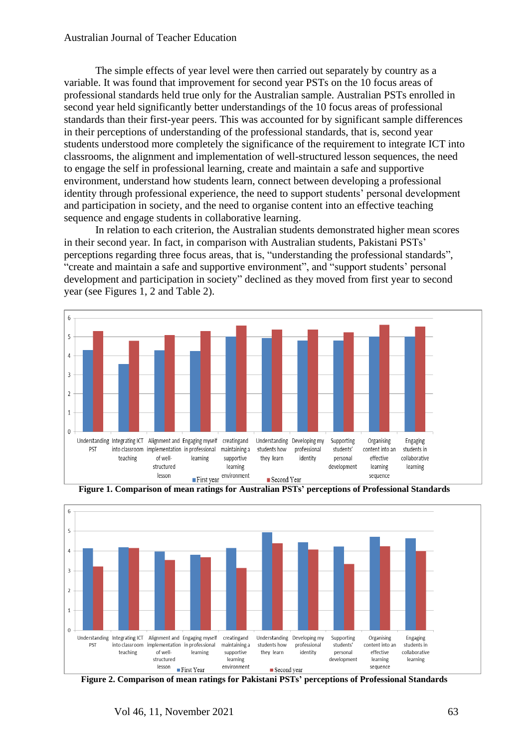The simple effects of year level were then carried out separately by country as a variable. It was found that improvement for second year PSTs on the 10 focus areas of professional standards held true only for the Australian sample. Australian PSTs enrolled in second year held significantly better understandings of the 10 focus areas of professional standards than their first-year peers. This was accounted for by significant sample differences in their perceptions of understanding of the professional standards, that is, second year students understood more completely the significance of the requirement to integrate ICT into classrooms, the alignment and implementation of well-structured lesson sequences, the need to engage the self in professional learning, create and maintain a safe and supportive environment, understand how students learn, connect between developing a professional identity through professional experience, the need to support students' personal development and participation in society, and the need to organise content into an effective teaching sequence and engage students in collaborative learning.

In relation to each criterion, the Australian students demonstrated higher mean scores in their second year. In fact, in comparison with Australian students, Pakistani PSTs' perceptions regarding three focus areas, that is, "understanding the professional standards", "create and maintain a safe and supportive environment", and "support students' personal development and participation in society" declined as they moved from first year to second year (see Figures 1, 2 and Table 2).

**Figure 1. Comparison of mean ratings for Australian PSTs' perceptions of Professional Standards**

**Figure 2. Comparison of mean ratings for Pakistani PSTs' perceptions of Professional Standards**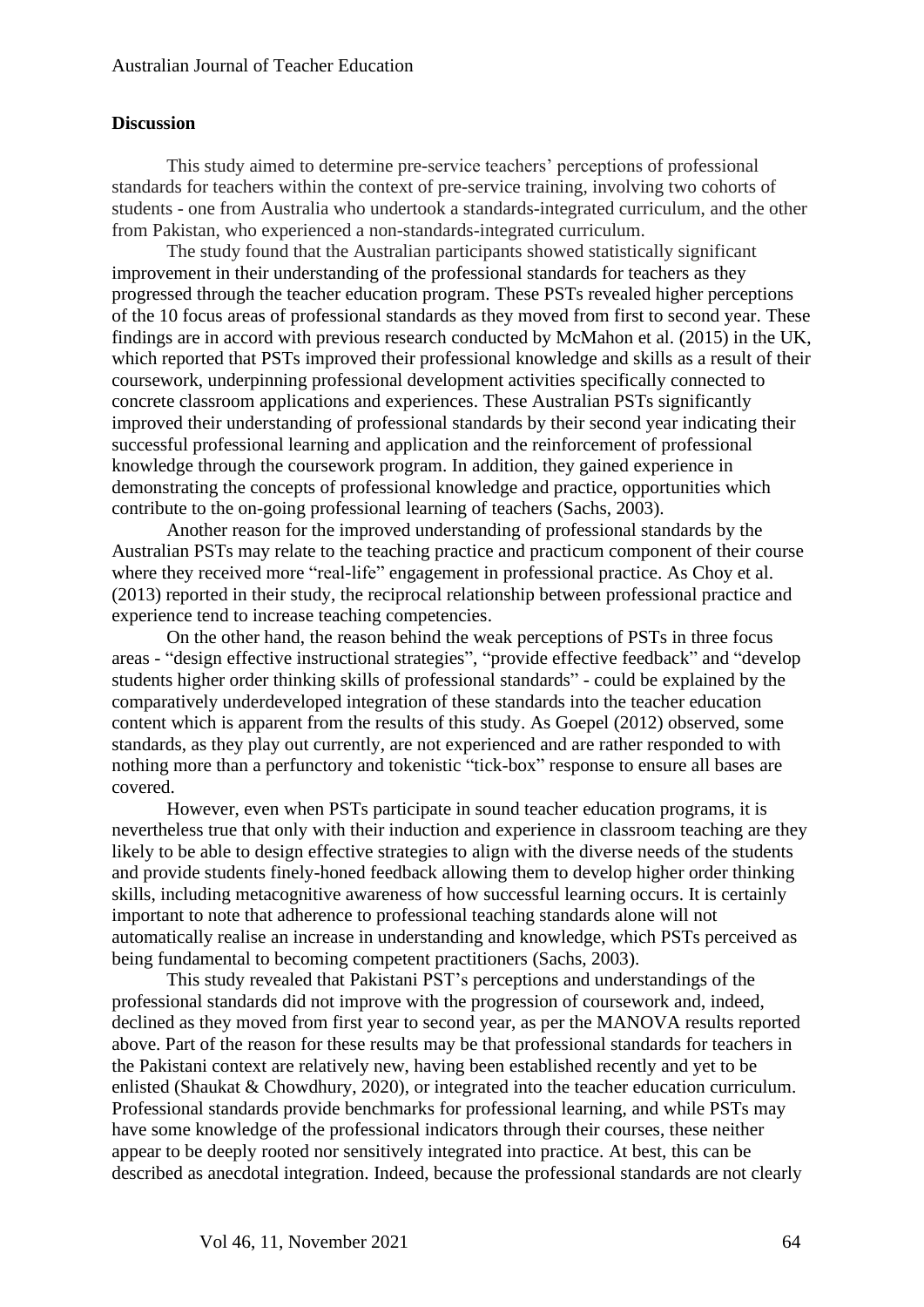**Discussion**

This study aimed to determine pre-service teachers' perceptions of professional standards for teachers within the context of pre-service training, involving two cohorts of students - one from Australia who undertook a standards-integrated curriculum, and the other from Pakistan, who experienced a non-standards-integrated curriculum.

The study found that the Australian participants showed statistically significant improvement in their understanding of the professional standards for teachers as they progressed through the teacher education program. These PSTs revealed higher perceptions of the 10 focus areas of professional standards as they moved from first to second year. These findings are in accord with previous research conducted by McMahon et al. (2015) in the UK, which reported that PSTs improved their professional knowledge and skills as a result of their coursework, underpinning professional development activities specifically connected to concrete classroom applications and experiences. These Australian PSTs significantly improved their understanding of professional standards by their second year indicating their successful professional learning and application and the reinforcement of professional knowledge through the coursework program. In addition, they gained experience in demonstrating the concepts of professional knowledge and practice, opportunities which contribute to the on-going professional learning of teachers (Sachs, 2003).

Another reason for the improved understanding of professional standards by the Australian PSTs may relate to the teaching practice and practicum component of their course where they received more "real-life" engagement in professional practice. As Choy et al. (2013) reported in their study, the reciprocal relationship between professional practice and experience tend to increase teaching competencies.

On the other hand, the reason behind the weak perceptions of PSTs in three focus areas - "design effective instructional strategies", "provide effective feedback" and "develop students higher order thinking skills of professional standards" - could be explained by the comparatively underdeveloped integration of these standards into the teacher education content which is apparent from the results of this study. As Goepel (2012) observed, some standards, as they play out currently, are not experienced and are rather responded to with nothing more than a perfunctory and tokenistic "tick-box" response to ensure all bases are covered.

However, even when PSTs participate in sound teacher education programs, it is nevertheless true that only with their induction and experience in classroom teaching are they likely to be able to design effective strategies to align with the diverse needs of the students and provide students finely-honed feedback allowing them to develop higher order thinking skills, including metacognitive awareness of how successful learning occurs. It is certainly important to note that adherence to professional teaching standards alone will not automatically realise an increase in understanding and knowledge, which PSTs perceived as being fundamental to becoming competent practitioners (Sachs, 2003).

This study revealed that Pakistani PST's perceptions and understandings of the professional standards did not improve with the progression of coursework and, indeed, declined as they moved from first year to second year, as per the MANOVA results reported above. Part of the reason for these results may be that professional standards for teachers in the Pakistani context are relatively new, having been established recently and yet to be enlisted (Shaukat & Chowdhury, 2020), or integrated into the teacher education curriculum. Professional standards provide benchmarks for professional learning, and while PSTs may have some knowledge of the professional indicators through their courses, these neither appear to be deeply rooted nor sensitively integrated into practice. At best, this can be described as anecdotal integration. Indeed, because the professional standards are not clearly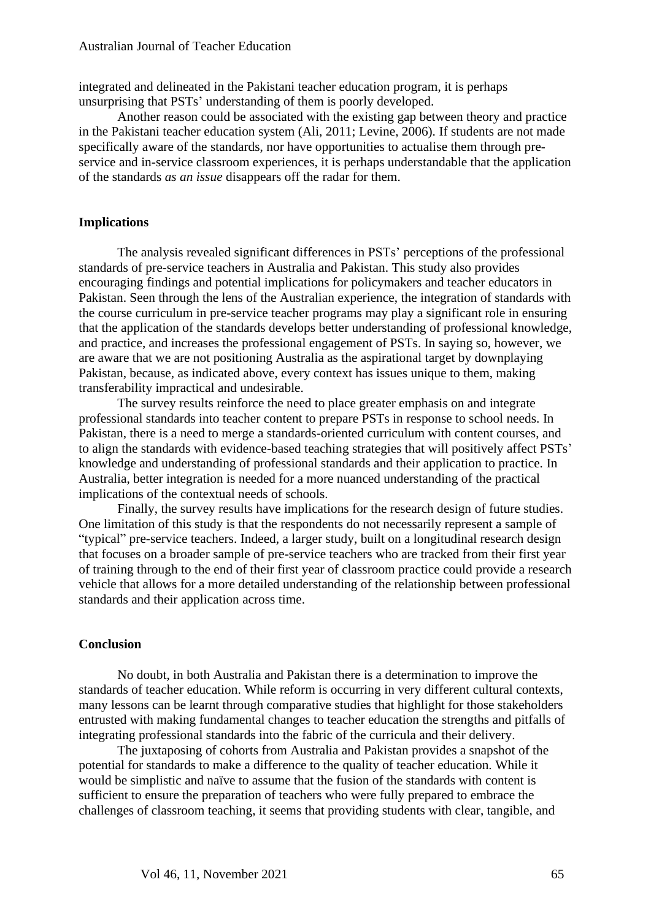integrated and delineated in the Pakistani teacher education program, it is perhaps unsurprising that PSTs' understanding of them is poorly developed.

Another reason could be associated with the existing gap between theory and practice in the Pakistani teacher education system (Ali, 2011; Levine, 2006). If students are not made specifically aware of the standards, nor have opportunities to actualise them through pre-service and in-service classroom experiences, it is perhaps understandable that the application of the standards *as an issue* disappears off the radar for them.

## Implications

The analysis revealed significant differences in PSTs' perceptions of the professional standards of pre-service teachers in Australia and Pakistan. This study also provides encouraging findings and potential implications for policymakers and teacher educators in Pakistan. Seen through the lens of the Australian experience, the integration of standards with the course curriculum in pre-service teacher programs may play a significant role in ensuring that the application of the standards develops better understanding of professional knowledge, and practice, and increases the professional engagement of PSTs. In saying so, however, we are aware that we are not positioning Australia as the aspirational target by downplaying Pakistan, because, as indicated above, every context has issues unique to them, making transferability impractical and undesirable.

The survey results reinforce the need to place greater emphasis on and integrate professional standards into teacher content to prepare PSTs in response to school needs. In Pakistan, there is a need to merge a standards-oriented curriculum with content courses, and to align the standards with evidence-based teaching strategies that will positively affect PSTs' knowledge and understanding of professional standards and their application to practice. In Australia, better integration is needed for a more nuanced understanding of the practical implications of the contextual needs of schools.

Finally, the survey results have implications for the research design of future studies. One limitation of this study is that the respondents do not necessarily represent a sample of "typical" pre-service teachers. Indeed, a larger study, built on a longitudinal research design that focuses on a broader sample of pre-service teachers who are tracked from their first year of training through to the end of their first year of classroom practice could provide a research vehicle that allows for a more detailed understanding of the relationship between professional standards and their application across time.

## Conclusion

No doubt, in both Australia and Pakistan there is a determination to improve the standards of teacher education. While reform is occurring in very different cultural contexts, many lessons can be learnt through comparative studies that highlight for those stakeholders entrusted with making fundamental changes to teacher education the strengths and pitfalls of integrating professional standards into the fabric of the curricula and their delivery.

The juxtaposing of cohorts from Australia and Pakistan provides a snapshot of the potential for standards to make a difference to the quality of teacher education. While it would be simplistic and naïve to assume that the fusion of the standards with content is sufficient to ensure the preparation of teachers who were fully prepared to embrace the challenges of classroom teaching, it seems that providing students with clear, tangible, and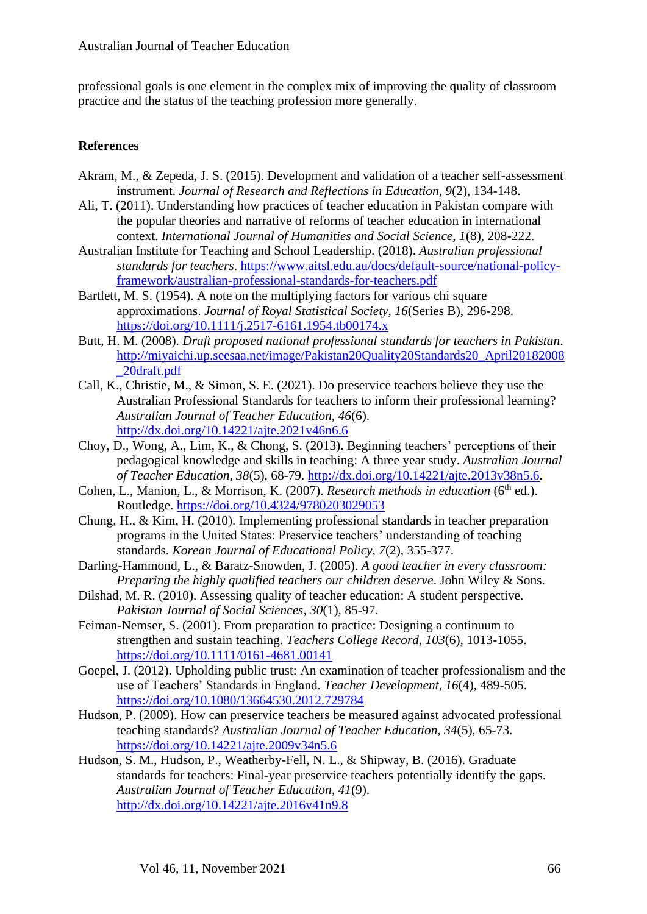professional goals is one element in the complex mix of improving the quality of classroom practice and the status of the teaching profession more generally.

## References

Akram, M., & Zepeda, J. S. (2015). Development and validation of a teacher self-assessment instrument. *Journal of Research and Reflections in Education, 9*(2), 134-148.

Ali, T. (2011). Understanding how practices of teacher education in Pakistan compare with the popular theories and narrative of reforms of teacher education in international context. *International Journal of Humanities and Social Science, 1*(8), 208-222.

Australian Institute for Teaching and School Leadership. (2018). *Australian professional standards for teachers*. https://www.aitsl.edu.au/docs/default-source/national-policy-framework/australian-professional-standards-for-teachers.pdf

Bartlett, M. S. (1954). A note on the multiplying factors for various chi square approximations. *Journal of Royal Statistical Society, 16*(Series B), 296-298. https://doi.org/10.1111/j.2517-6161.1954.tb00174.x

Butt, H. M. (2008). *Draft proposed national professional standards for teachers in Pakistan*. http://miyaichi.up.seesaa.net/image/Pakistan20Quality20Standards20_April20182008_20draft.pdf

Call, K., Christie, M., & Simon, S. E. (2021). Do preservice teachers believe they use the Australian Professional Standards for teachers to inform their professional learning? *Australian Journal of Teacher Education, 46*(6). http://dx.doi.org/10.14221/ajte.2021v46n6.6

Choy, D., Wong, A., Lim, K., & Chong, S. (2013). Beginning teachers' perceptions of their pedagogical knowledge and skills in teaching: A three year study. *Australian Journal of Teacher Education, 38*(5), 68-79. http://dx.doi.org/10.14221/ajte.2013v38n5.6.

Cohen, L., Manion, L., & Morrison, K. (2007). *Research methods in education* (6th ed.). Routledge. https://doi.org/10.4324/9780203029053

Chung, H., & Kim, H. (2010). Implementing professional standards in teacher preparation programs in the United States: Preservice teachers' understanding of teaching standards. *Korean Journal of Educational Policy, 7*(2), 355-377.

Darling-Hammond, L., & Baratz-Snowden, J. (2005). *A good teacher in every classroom: Preparing the highly qualified teachers our children deserve*. John Wiley & Sons.

Dilshad, M. R. (2010). Assessing quality of teacher education: A student perspective. *Pakistan Journal of Social Sciences, 30*(1), 85-97.

Feiman-Nemser, S. (2001). From preparation to practice: Designing a continuum to strengthen and sustain teaching. *Teachers College Record, 103*(6), 1013-1055. https://doi.org/10.1111/0161-4681.00141

Goepel, J. (2012). Upholding public trust: An examination of teacher professionalism and the use of Teachers' Standards in England. *Teacher Development, 16*(4), 489-505. https://doi.org/10.1080/13664530.2012.729784

Hudson, P. (2009). How can preservice teachers be measured against advocated professional teaching standards? *Australian Journal of Teacher Education, 34*(5), 65-73. https://doi.org/10.14221/ajte.2009v34n5.6

Hudson, S. M., Hudson, P., Weatherby-Fell, N. L., & Shipway, B. (2016). Graduate standards for teachers: Final-year preservice teachers potentially identify the gaps. *Australian Journal of Teacher Education, 41*(9). http://dx.doi.org/10.14221/ajte.2016v41n9.8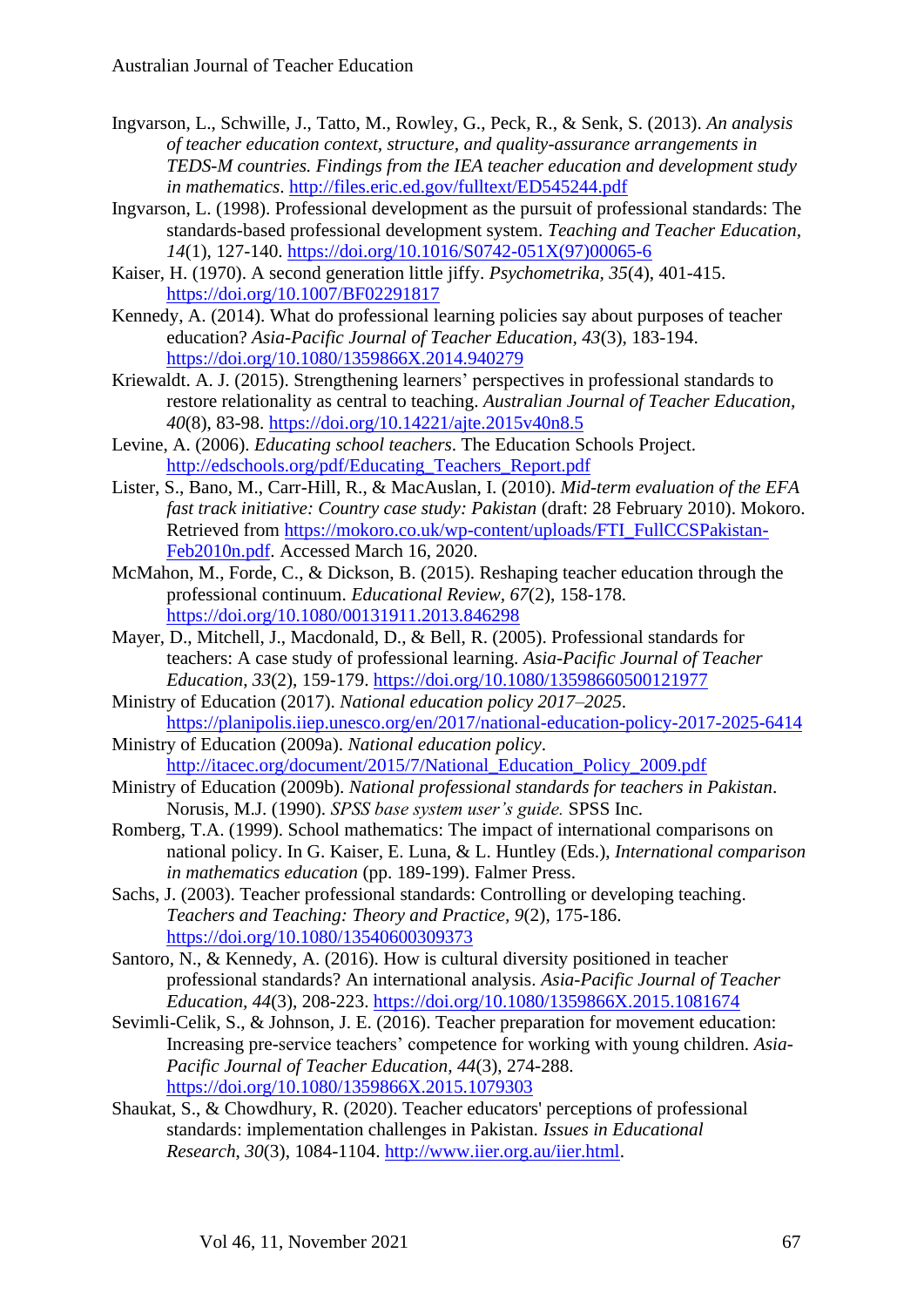Ingvarson, L., Schwille, J., Tatto, M., Rowley, G., Peck, R., & Senk, S. (2013). *An analysis of teacher education context, structure, and quality-assurance arrangements in TEDS-M countries. Findings from the IEA teacher education and development study in mathematics*. http://files.eric.ed.gov/fulltext/ED545244.pdf

Ingvarson, L. (1998). Professional development as the pursuit of professional standards: The standards-based professional development system. *Teaching and Teacher Education, 14*(1), 127-140. https://doi.org/10.1016/S0742-051X(97)00065-6

Kaiser, H. (1970). A second generation little jiffy. *Psychometrika, 35*(4), 401-415. https://doi.org/10.1007/BF02291817

Kennedy, A. (2014). What do professional learning policies say about purposes of teacher education? *Asia-Pacific Journal of Teacher Education, 43*(3), 183-194. https://doi.org/10.1080/1359866X.2014.940279

Kriewaldt. A. J. (2015). Strengthening learners' perspectives in professional standards to restore relationality as central to teaching. *Australian Journal of Teacher Education, 40*(8), 83-98. https://doi.org/10.14221/ajte.2015v40n8.5

Levine, A. (2006). *Educating school teachers*. The Education Schools Project. http://edschools.org/pdf/Educating_Teachers_Report.pdf

Lister, S., Bano, M., Carr-Hill, R., & MacAuslan, I. (2010). *Mid-term evaluation of the EFA fast track initiative: Country case study: Pakistan* (draft: 28 February 2010). Mokoro. Retrieved from https://mokoro.co.uk/wp-content/uploads/FTI_FullCCSPakistan-Feb2010n.pdf. Accessed March 16, 2020.

McMahon, M., Forde, C., & Dickson, B. (2015). Reshaping teacher education through the professional continuum. *Educational Review, 67*(2), 158-178. https://doi.org/10.1080/00131911.2013.846298

Mayer, D., Mitchell, J., Macdonald, D., & Bell, R. (2005). Professional standards for teachers: A case study of professional learning. *Asia-Pacific Journal of Teacher Education*, *33*(2), 159-179. https://doi.org/10.1080/13598660500121977

Ministry of Education (2017). *National education policy 2017–2025*. https://planipolis.iiep.unesco.org/en/2017/national-education-policy-2017-2025-6414

Ministry of Education (2009a). *National education policy*. http://itacec.org/document/2015/7/National_Education_Policy_2009.pdf

Ministry of Education (2009b). *National professional standards for teachers in Pakistan*.

Norusis, M.J. (1990). *SPSS base system user's guide.* SPSS Inc.

Romberg, T.A. (1999). School mathematics: The impact of international comparisons on national policy. In G. Kaiser, E. Luna, & L. Huntley (Eds.), *International comparison in mathematics education* (pp. 189-199). Falmer Press.

Sachs, J. (2003). Teacher professional standards: Controlling or developing teaching. *Teachers and Teaching: Theory and Practice, 9*(2), 175-186. https://doi.org/10.1080/13540600309373

Santoro, N., & Kennedy, A. (2016). How is cultural diversity positioned in teacher professional standards? An international analysis. *Asia-Pacific Journal of Teacher Education, 44*(3), 208-223. https://doi.org/10.1080/1359866X.2015.1081674

Sevimli-Celik, S., & Johnson, J. E. (2016). Teacher preparation for movement education: Increasing pre-service teachers' competence for working with young children. *Asia-Pacific Journal of Teacher Education*, *44*(3), 274-288. https://doi.org/10.1080/1359866X.2015.1079303

Shaukat, S., & Chowdhury, R. (2020). Teacher educators' perceptions of professional standards: implementation challenges in Pakistan. *Issues in Educational Research*, *30*(3), 1084-1104. http://www.iier.org.au/iier.html.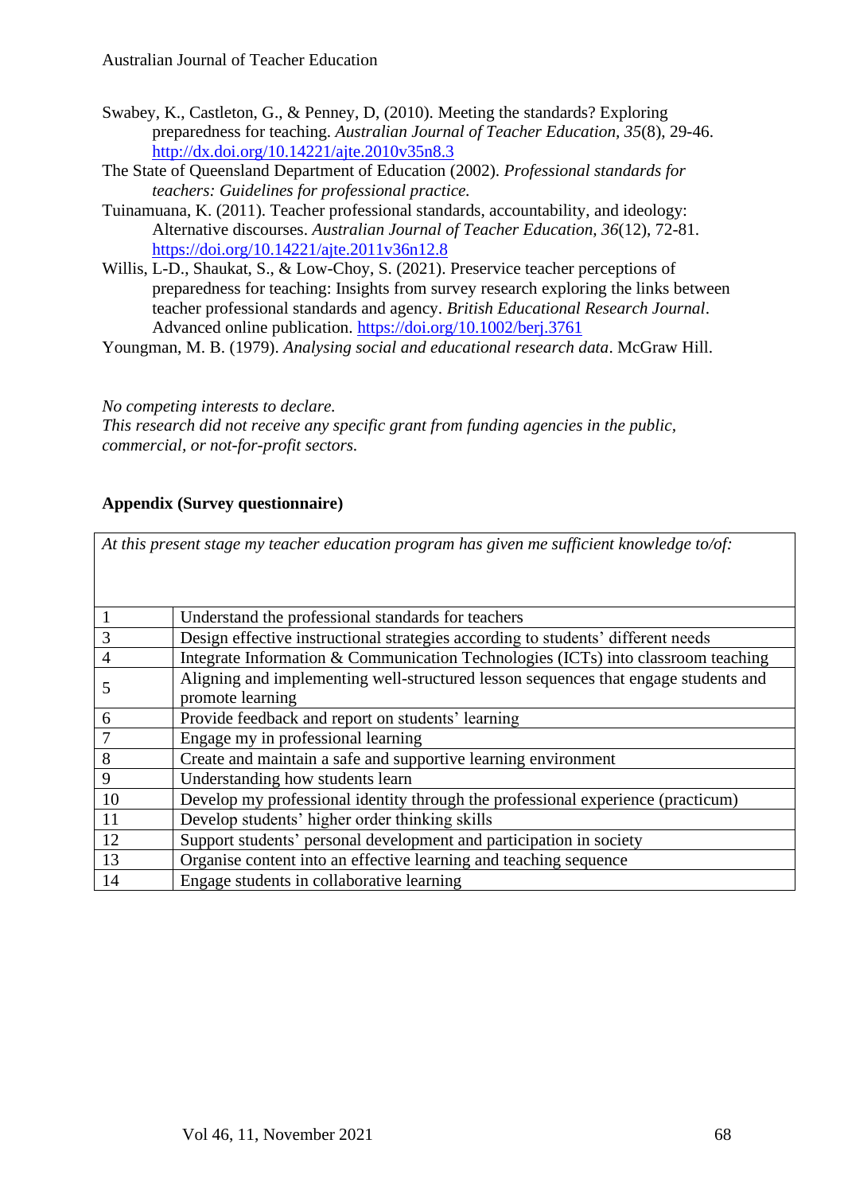Swabey, K., Castleton, G., & Penney, D, (2010). Meeting the standards? Exploring preparedness for teaching. *Australian Journal of Teacher Education, 35*(8), 29-46. http://dx.doi.org/10.14221/ajte.2010v35n8.3

The State of Queensland Department of Education (2002). *Professional standards for teachers: Guidelines for professional practice.*

Tuinamuana, K. (2011). Teacher professional standards, accountability, and ideology: Alternative discourses. *Australian Journal of Teacher Education, 36*(12), 72-81. https://doi.org/10.14221/ajte.2011v36n12.8

Willis, L-D., Shaukat, S., & Low-Choy, S. (2021). Preservice teacher perceptions of preparedness for teaching: Insights from survey research exploring the links between teacher professional standards and agency. *British Educational Research Journal*. Advanced online publication. https://doi.org/10.1002/berj.3761

Youngman, M. B. (1979). *Analysing social and educational research data*. McGraw Hill.

*No competing interests to declare.*
*This research did not receive any specific grant from funding agencies in the public, commercial, or not-for-profit sectors.*

**Appendix (Survey questionnaire)**

| *At this present stage my teacher education program has given me sufficient knowledge to/of:* | |
|---|---|
| 1 | Understand the professional standards for teachers |
| 3 | Design effective instructional strategies according to students' different needs |
| 4 | Integrate Information & Communication Technologies (ICTs) into classroom teaching |
| 5 | Aligning and implementing well-structured lesson sequences that engage students and promote learning |
| 6 | Provide feedback and report on students' learning |
| 7 | Engage my in professional learning |
| 8 | Create and maintain a safe and supportive learning environment |
| 9 | Understanding how students learn |
| 10 | Develop my professional identity through the professional experience (practicum) |
| 11 | Develop students' higher order thinking skills |
| 12 | Support students' personal development and participation in society |
| 13 | Organise content into an effective learning and teaching sequence |
| 14 | Engage students in collaborative learning |